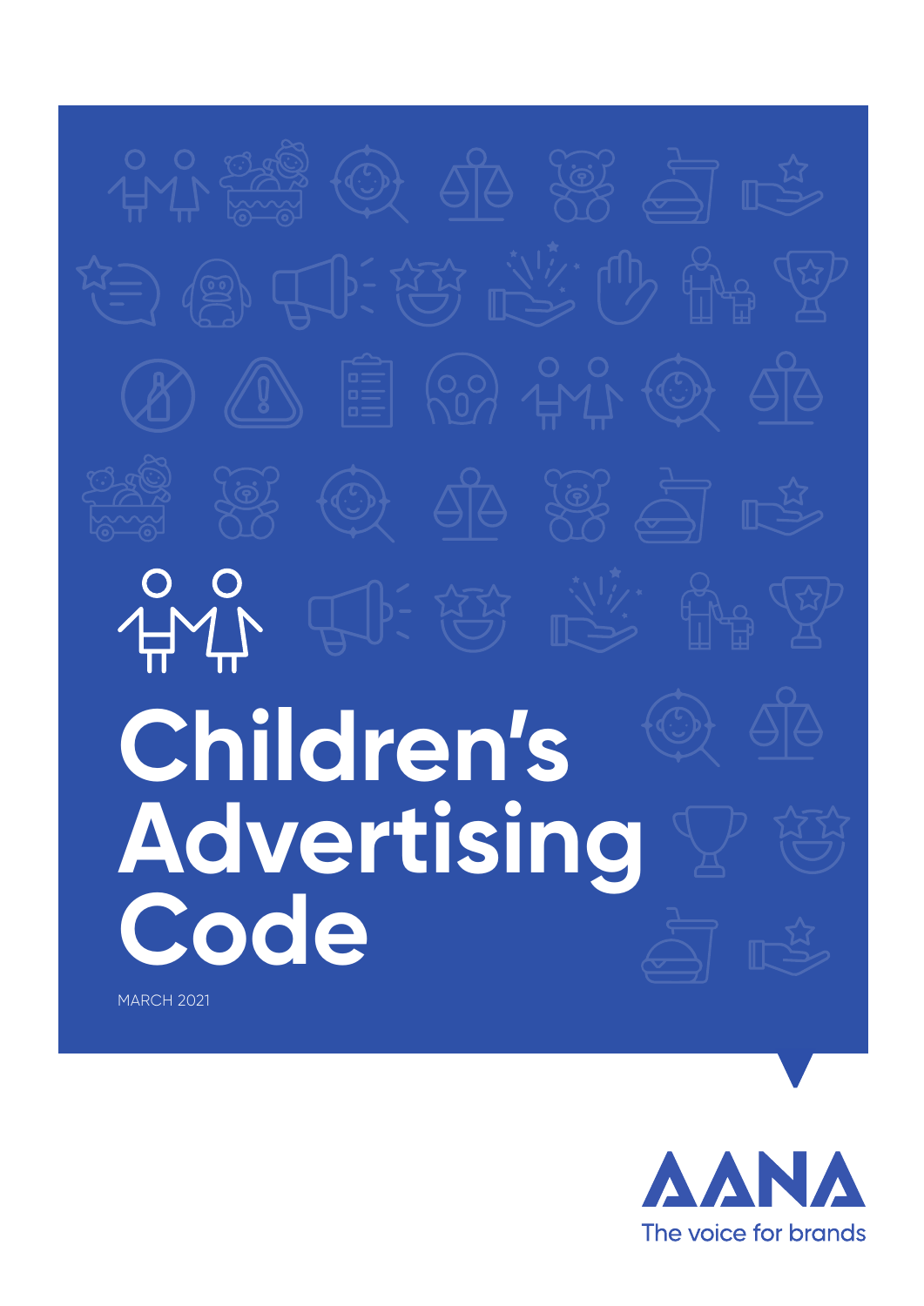# Children's Advertising Code

MARCH 2021

AANA

The voice for brands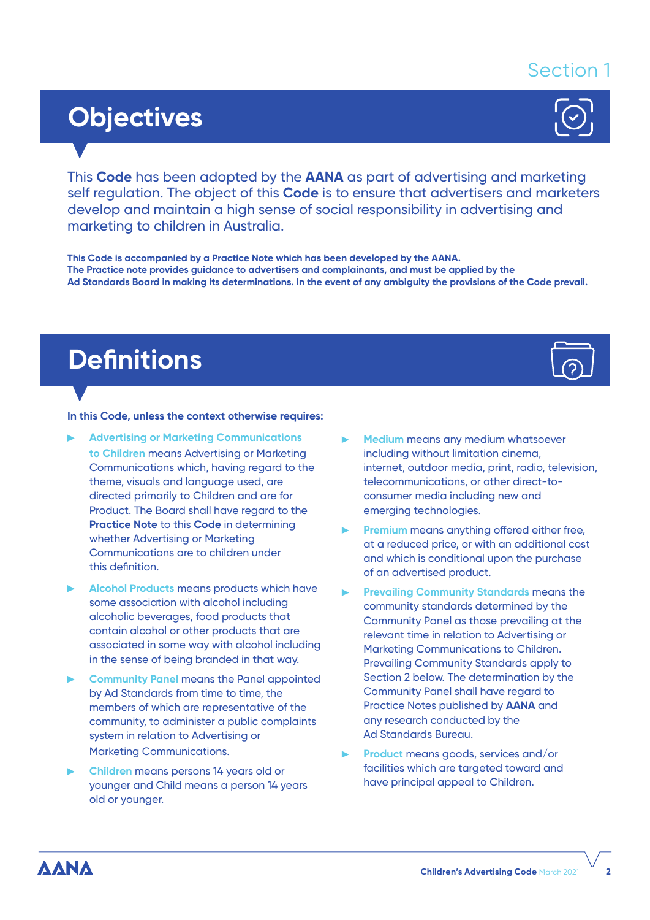Section 1

# Objectives

This **Code** has been adopted by the **AANA** as part of advertising and marketing self regulation. The object of this **Code** is to ensure that advertisers and marketers develop and maintain a high sense of social responsibility in advertising and marketing to children in Australia.

**This Code is accompanied by a Practice Note which has been developed by the AANA. The Practice note provides guidance to advertisers and complainants, and must be applied by the Ad Standards Board in making its determinations. In the event of any ambiguity the provisions of the Code prevail.**

# Definitions

**In this Code, unless the context otherwise requires:**

- **Advertising or Marketing Communications to Children** means Advertising or Marketing Communications which, having regard to the theme, visuals and language used, are directed primarily to Children and are for Product. The Board shall have regard to the **Practice Note** to this **Code** in determining whether Advertising or Marketing Communications are to children under this definition.
- **Alcohol Products** means products which have some association with alcohol including alcoholic beverages, food products that contain alcohol or other products that are associated in some way with alcohol including in the sense of being branded in that way.
- **Community Panel** means the Panel appointed by Ad Standards from time to time, the members of which are representative of the community, to administer a public complaints system in relation to Advertising or Marketing Communications.
- **Children** means persons 14 years old or younger and Child means a person 14 years old or younger.
- **Medium** means any medium whatsoever including without limitation cinema, internet, outdoor media, print, radio, television, telecommunications, or other direct-to-consumer media including new and emerging technologies.
- **Premium** means anything offered either free, at a reduced price, or with an additional cost and which is conditional upon the purchase of an advertised product.
- **Prevailing Community Standards** means the community standards determined by the Community Panel as those prevailing at the relevant time in relation to Advertising or Marketing Communications to Children. Prevailing Community Standards apply to Section 2 below. The determination by the Community Panel shall have regard to Practice Notes published by **AANA** and any research conducted by the Ad Standards Bureau.
- **Product** means goods, services and/or facilities which are targeted toward and have principal appeal to Children.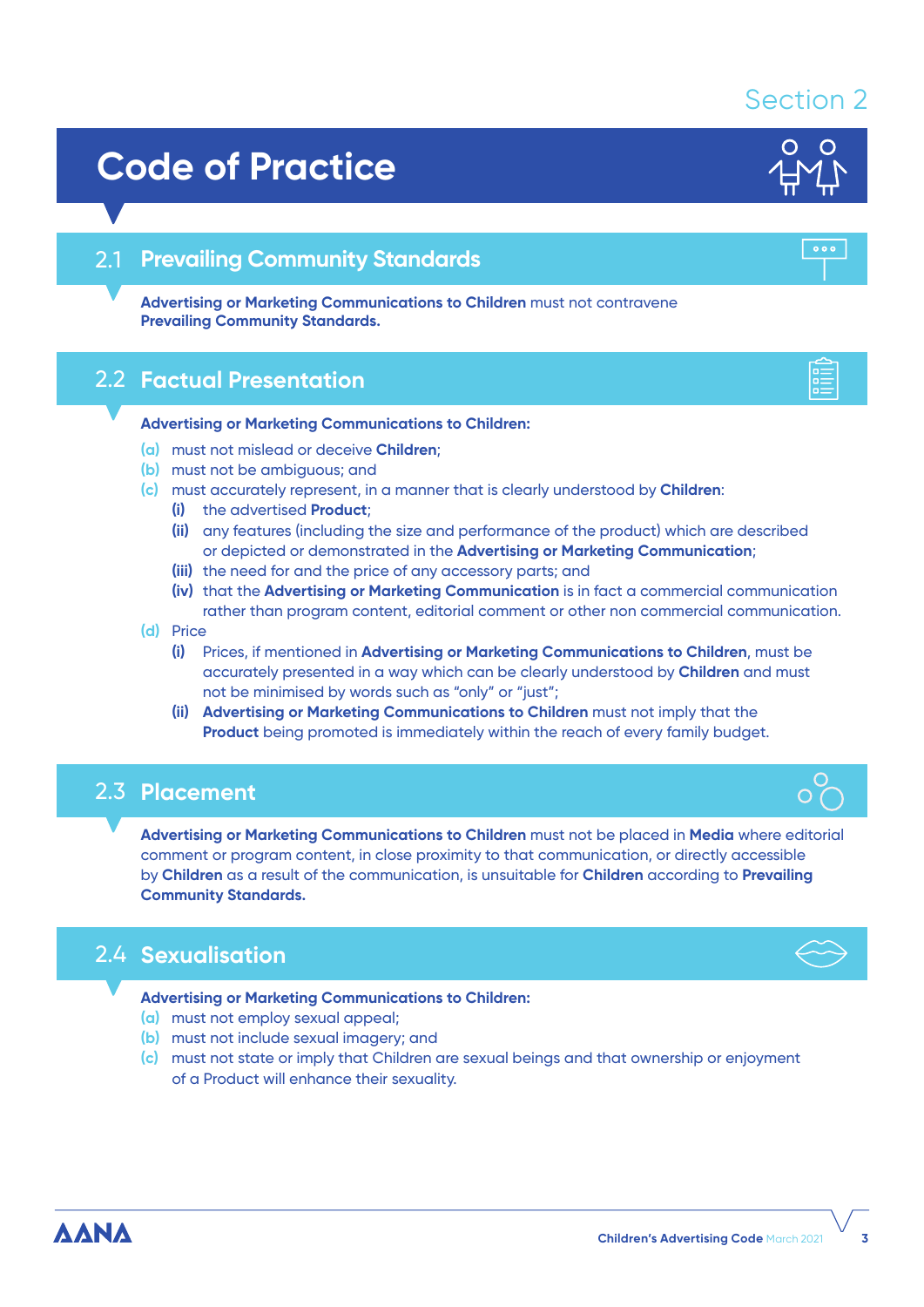Section 2

# Code of Practice

## 2.1 Prevailing Community Standards

**Advertising or Marketing Communications to Children** must not contravene **Prevailing Community Standards.**

## 2.2 Factual Presentation

**Advertising or Marketing Communications to Children:**

- (a) must not mislead or deceive **Children**;
- (b) must not be ambiguous; and
- (c) must accurately represent, in a manner that is clearly understood by **Children**:
  - (i) the advertised **Product**;
  - (ii) any features (including the size and performance of the product) which are described or depicted or demonstrated in the **Advertising or Marketing Communication**;
  - (iii) the need for and the price of any accessory parts; and
  - (iv) that the **Advertising or Marketing Communication** is in fact a commercial communication rather than program content, editorial comment or other non commercial communication.
- (d) Price
  - (i) Prices, if mentioned in **Advertising or Marketing Communications to Children**, must be accurately presented in a way which can be clearly understood by **Children** and must not be minimised by words such as "only" or "just";
  - (ii) **Advertising or Marketing Communications to Children** must not imply that the **Product** being promoted is immediately within the reach of every family budget.

## 2.3 Placement

**Advertising or Marketing Communications to Children** must not be placed in **Media** where editorial comment or program content, in close proximity to that communication, or directly accessible by **Children** as a result of the communication, is unsuitable for **Children** according to **Prevailing Community Standards.**

## 2.4 Sexualisation

**Advertising or Marketing Communications to Children:**

- (a) must not employ sexual appeal;
- (b) must not include sexual imagery; and
- (c) must not state or imply that Children are sexual beings and that ownership or enjoyment of a Product will enhance their sexuality.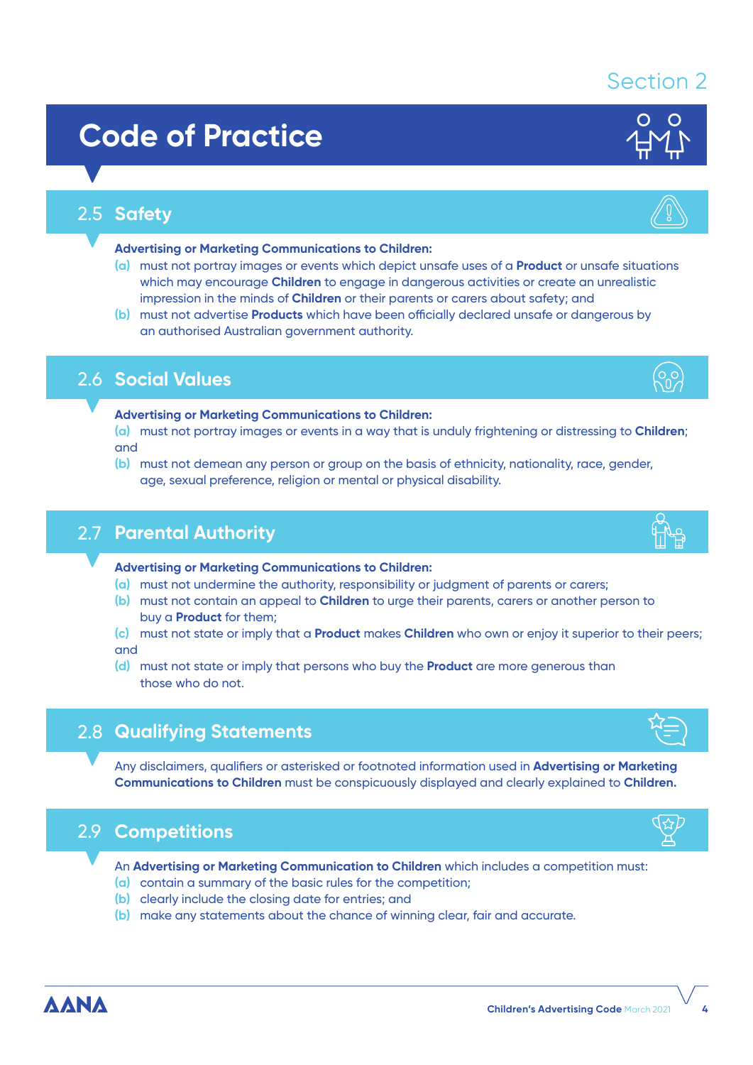Section 2

# Code of Practice

## 2.5 Safety

**Advertising or Marketing Communications to Children:**

(a) must not portray images or events which depict unsafe uses of a **Product** or unsafe situations which may encourage **Children** to engage in dangerous activities or create an unrealistic impression in the minds of **Children** or their parents or carers about safety; and

(b) must not advertise **Products** which have been officially declared unsafe or dangerous by an authorised Australian government authority.

## 2.6 Social Values

**Advertising or Marketing Communications to Children:**

(a) must not portray images or events in a way that is unduly frightening or distressing to **Children**; and

(b) must not demean any person or group on the basis of ethnicity, nationality, race, gender, age, sexual preference, religion or mental or physical disability.

## 2.7 Parental Authority

**Advertising or Marketing Communications to Children:**

(a) must not undermine the authority, responsibility or judgment of parents or carers;

(b) must not contain an appeal to **Children** to urge their parents, carers or another person to buy a **Product** for them;

(c) must not state or imply that a **Product** makes **Children** who own or enjoy it superior to their peers; and

(d) must not state or imply that persons who buy the **Product** are more generous than those who do not.

## 2.8 Qualifying Statements

Any disclaimers, qualifiers or asterisked or footnoted information used in **Advertising or Marketing Communications to Children** must be conspicuously displayed and clearly explained to **Children.**

## 2.9 Competitions

An **Advertising or Marketing Communication to Children** which includes a competition must:

(a) contain a summary of the basic rules for the competition;

(b) clearly include the closing date for entries; and

(b) make any statements about the chance of winning clear, fair and accurate.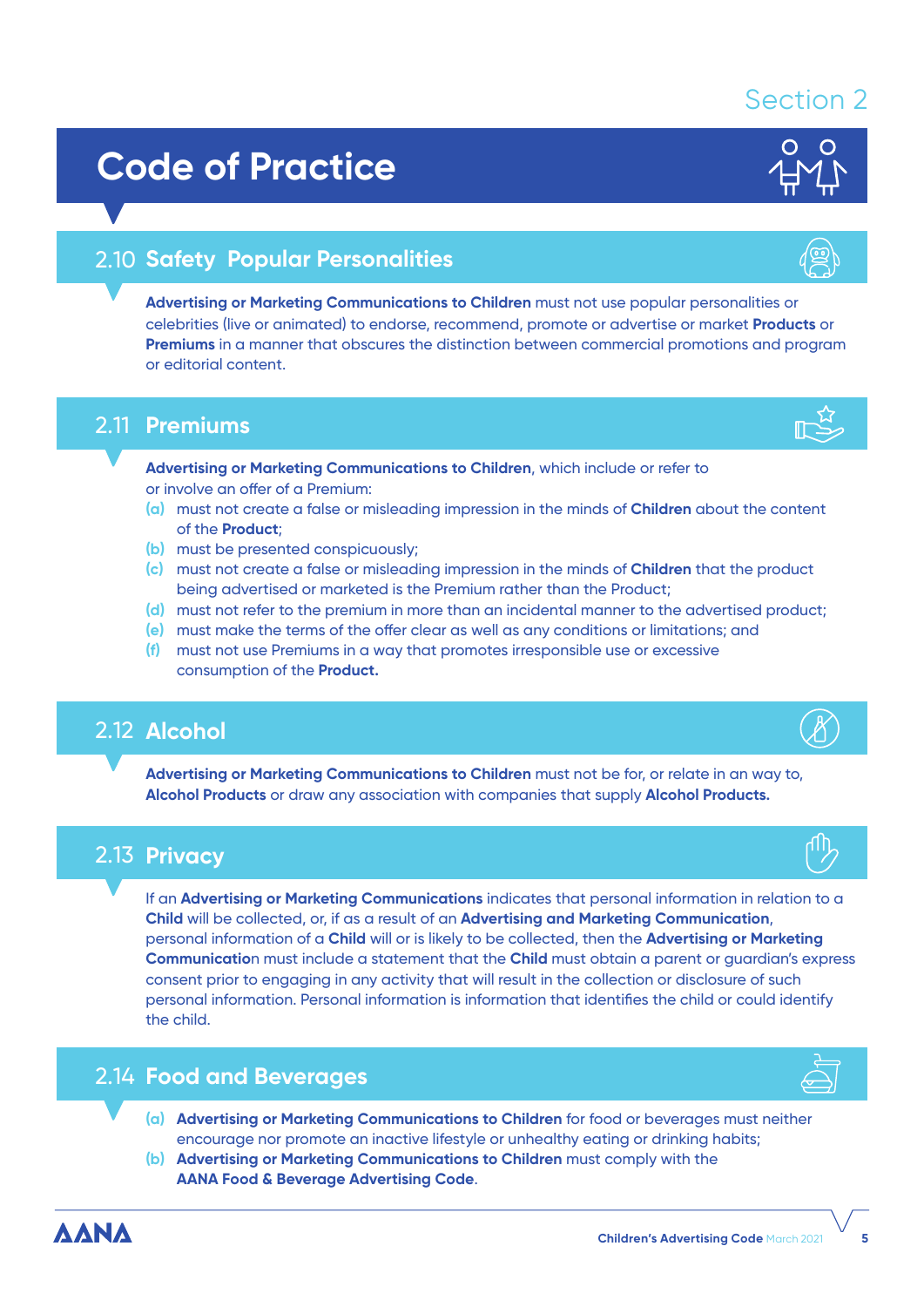Section 2

# Code of Practice

## 2.10 Safety  Popular Personalities

**Advertising or Marketing Communications to Children** must not use popular personalities or celebrities (live or animated) to endorse, recommend, promote or advertise or market **Products** or **Premiums** in a manner that obscures the distinction between commercial promotions and program or editorial content.

## 2.11 Premiums

**Advertising or Marketing Communications to Children**, which include or refer to or involve an offer of a Premium:

(a) must not create a false or misleading impression in the minds of **Children** about the content of the **Product**;
(b) must be presented conspicuously;
(c) must not create a false or misleading impression in the minds of **Children** that the product being advertised or marketed is the Premium rather than the Product;
(d) must not refer to the premium in more than an incidental manner to the advertised product;
(e) must make the terms of the offer clear as well as any conditions or limitations; and
(f) must not use Premiums in a way that promotes irresponsible use or excessive consumption of the **Product.**

## 2.12 Alcohol

**Advertising or Marketing Communications to Children** must not be for, or relate in an way to, **Alcohol Products** or draw any association with companies that supply **Alcohol Products.**

## 2.13 Privacy

If an **Advertising or Marketing Communications** indicates that personal information in relation to a **Child** will be collected, or, if as a result of an **Advertising and Marketing Communication**, personal information of a **Child** will or is likely to be collected, then the **Advertising or Marketing Communication** must include a statement that the **Child** must obtain a parent or guardian's express consent prior to engaging in any activity that will result in the collection or disclosure of such personal information. Personal information is information that identifies the child or could identify the child.

## 2.14 Food and Beverages

(a) **Advertising or Marketing Communications to Children** for food or beverages must neither encourage nor promote an inactive lifestyle or unhealthy eating or drinking habits;
(b) **Advertising or Marketing Communications to Children** must comply with the **AANA Food & Beverage Advertising Code**.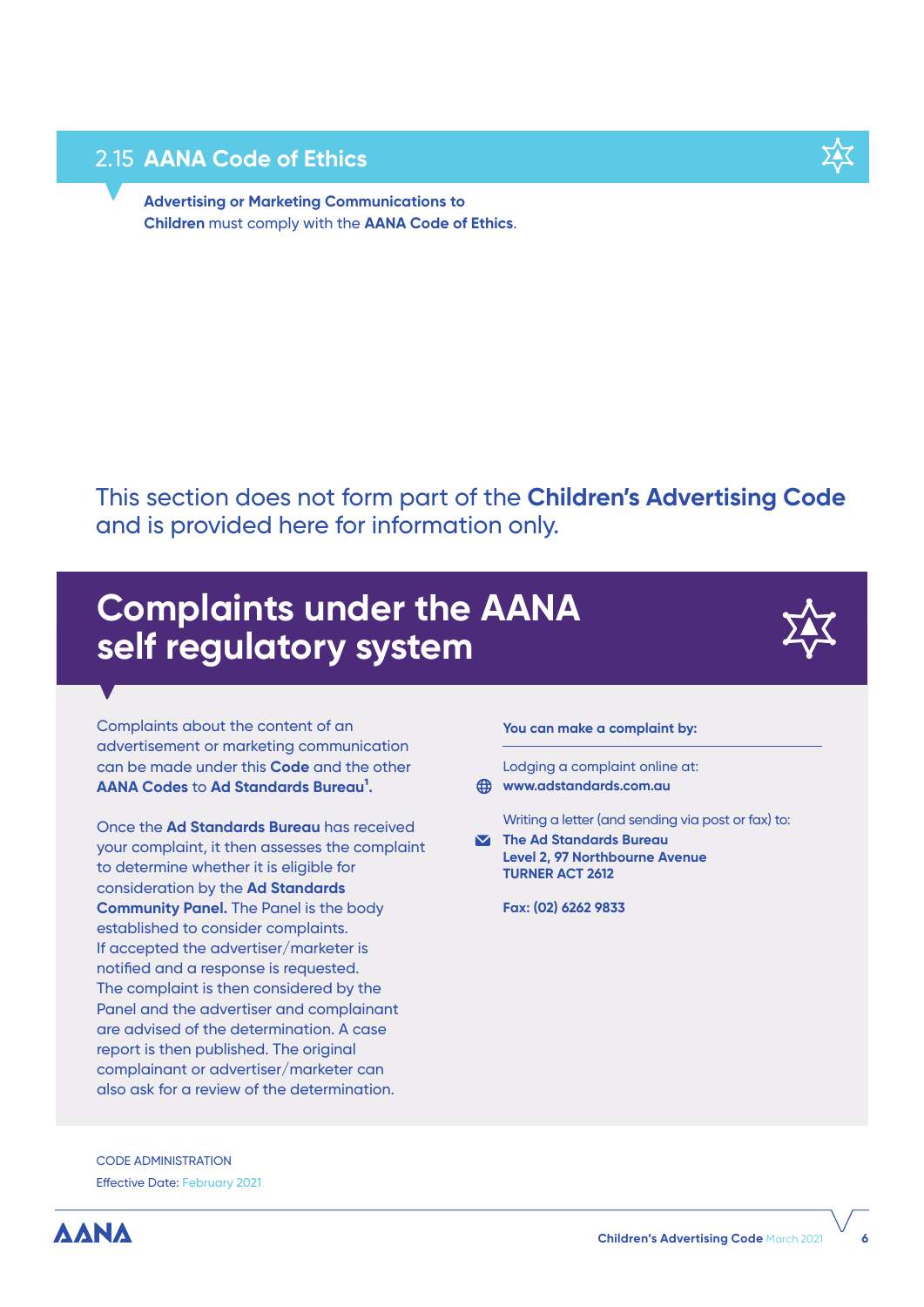## 2.15 AANA Code of Ethics

**Advertising or Marketing Communications to Children** must comply with the **AANA Code of Ethics**.

This section does not form part of the **Children's Advertising Code** and is provided here for information only.

# Complaints under the AANA self regulatory system

Complaints about the content of an advertisement or marketing communication can be made under this **Code** and the other **AANA Codes** to **Ad Standards Bureau**[1].

Once the **Ad Standards Bureau** has received your complaint, it then assesses the complaint to determine whether it is eligible for consideration by the **Ad Standards Community Panel.** The Panel is the body established to consider complaints. If accepted the advertiser/marketer is notified and a response is requested. The complaint is then considered by the Panel and the advertiser and complainant are advised of the determination. A case report is then published. The original complainant or advertiser/marketer can also ask for a review of the determination.

**You can make a complaint by:**

Lodging a complaint online at:
**www.adstandards.com.au**

Writing a letter (and sending via post or fax) to:
**The Ad Standards Bureau**
**Level 2, 97 Northbourne Avenue**
**TURNER ACT 2612**

**Fax: (02) 6262 9833**

CODE ADMINISTRATION
Effective Date: February 2021